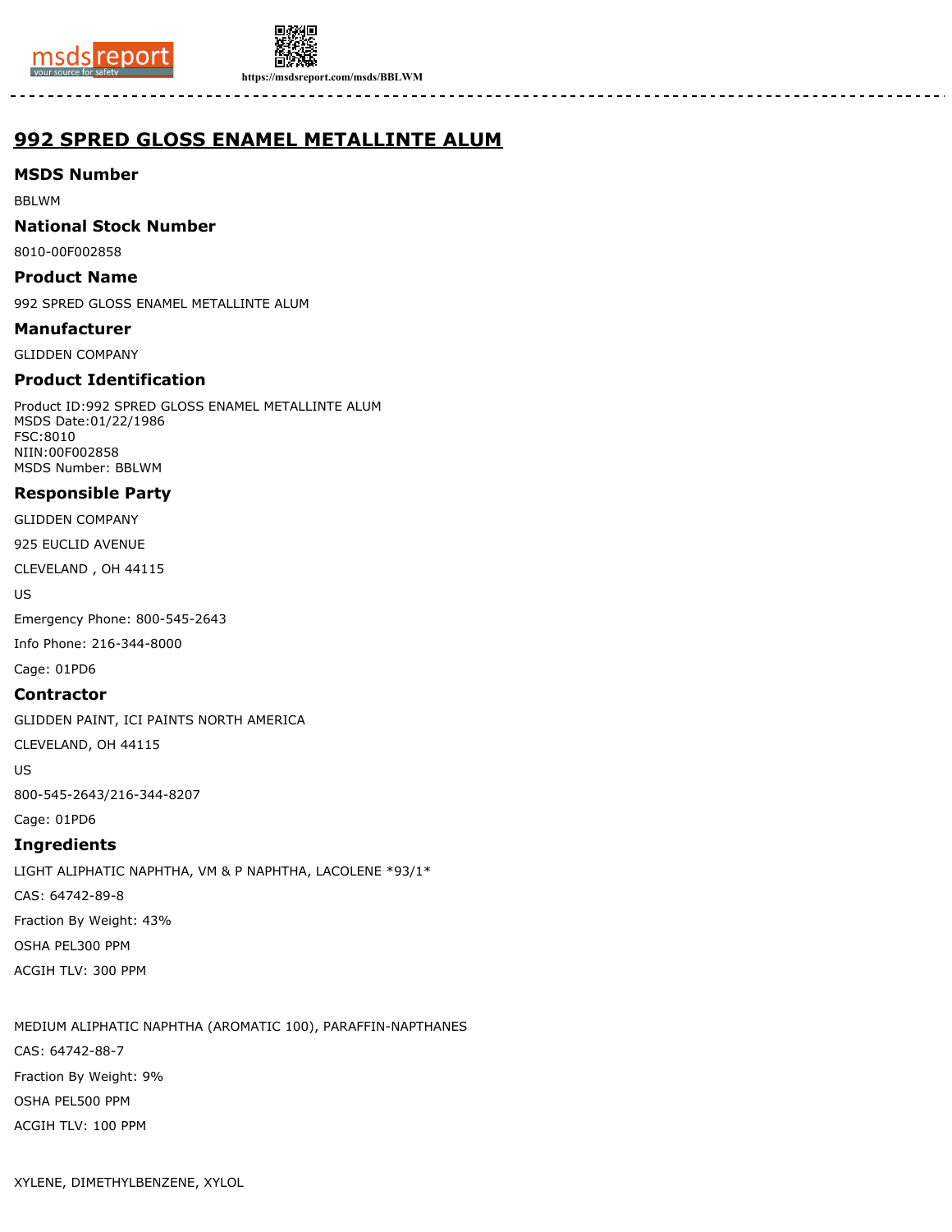# 992 SPRED GLOSS ENAMEL METALLINTE ALUM

## MSDS Number

BBLWM

## National Stock Number

8010-00F002858

## Product Name

992 SPRED GLOSS ENAMEL METALLINTE ALUM

## Manufacturer

GLIDDEN COMPANY

## Product Identification

Product ID:992 SPRED GLOSS ENAMEL METALLINTE ALUM
MSDS Date:01/22/1986
FSC:8010
NIIN:00F002858
MSDS Number: BBLWM

## Responsible Party

GLIDDEN COMPANY

925 EUCLID AVENUE

CLEVELAND , OH 44115

US

Emergency Phone: 800-545-2643

Info Phone: 216-344-8000

Cage: 01PD6

## Contractor

GLIDDEN PAINT, ICI PAINTS NORTH AMERICA

CLEVELAND, OH 44115

US

800-545-2643/216-344-8207

Cage: 01PD6

## Ingredients

LIGHT ALIPHATIC NAPHTHA, VM & P NAPHTHA, LACOLENE *93/1*

CAS: 64742-89-8

Fraction By Weight: 43%

OSHA PEL300 PPM

ACGIH TLV: 300 PPM

MEDIUM ALIPHATIC NAPHTHA (AROMATIC 100), PARAFFIN-NAPTHANES

CAS: 64742-88-7

Fraction By Weight: 9%

OSHA PEL500 PPM

ACGIH TLV: 100 PPM

XYLENE, DIMETHYLBENZENE, XYLOL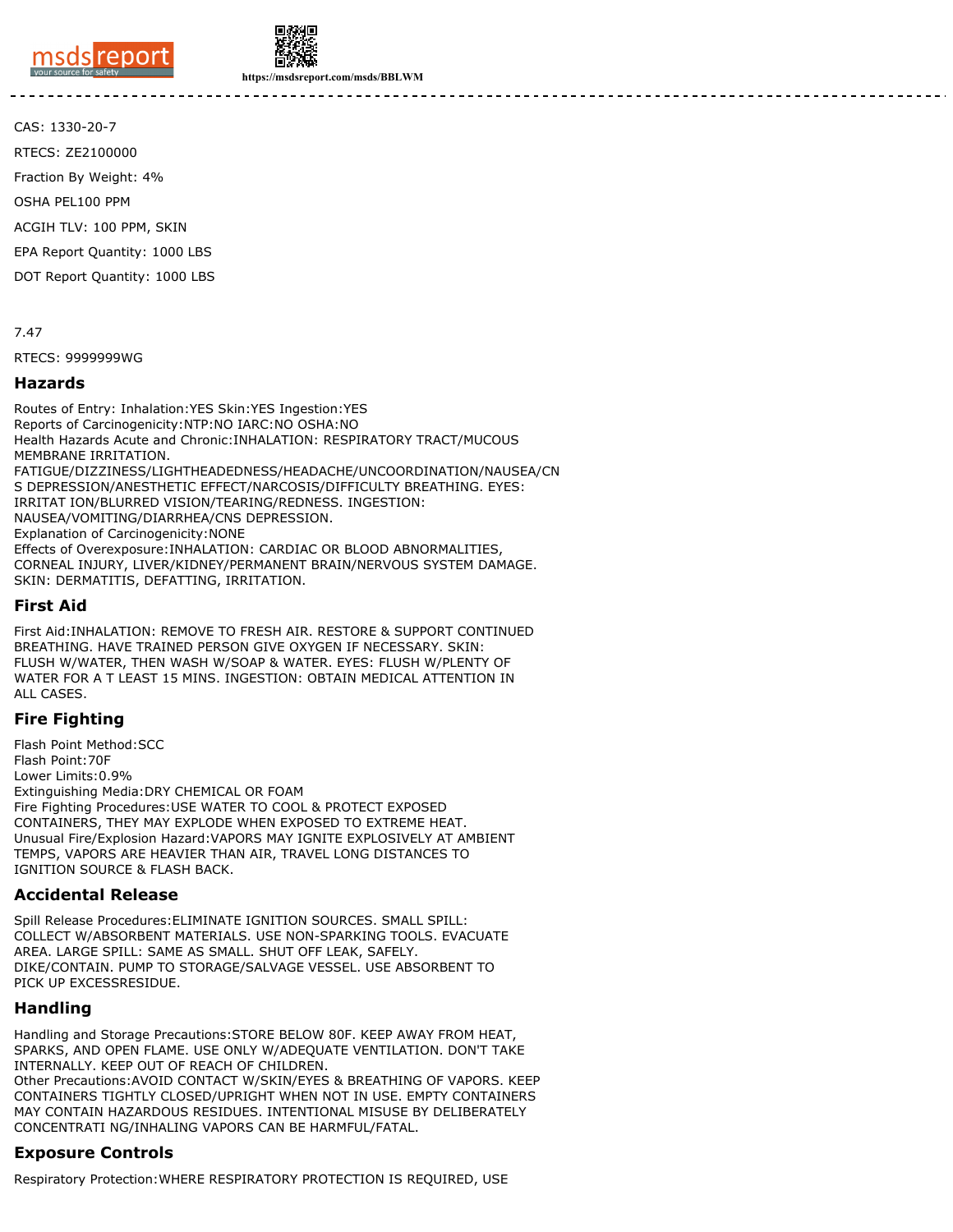CAS: 1330-20-7

RTECS: ZE2100000

Fraction By Weight: 4%

OSHA PEL100 PPM

ACGIH TLV: 100 PPM, SKIN

EPA Report Quantity: 1000 LBS

DOT Report Quantity: 1000 LBS

7.47

RTECS: 9999999WG

## Hazards

Routes of Entry: Inhalation:YES Skin:YES Ingestion:YES
Reports of Carcinogenicity:NTP:NO IARC:NO OSHA:NO
Health Hazards Acute and Chronic:INHALATION: RESPIRATORY TRACT/MUCOUS MEMBRANE IRRITATION. FATIGUE/DIZZINESS/LIGHTHEADEDNESS/HEADACHE/UNCOORDINATION/NAUSEA/CNS DEPRESSION/ANESTHETIC EFFECT/NARCOSIS/DIFFICULTY BREATHING. EYES: IRRITAT ION/BLURRED VISION/TEARING/REDNESS. INGESTION: NAUSEA/VOMITING/DIARRHEA/CNS DEPRESSION.
Explanation of Carcinogenicity:NONE
Effects of Overexposure:INHALATION: CARDIAC OR BLOOD ABNORMALITIES, CORNEAL INJURY, LIVER/KIDNEY/PERMANENT BRAIN/NERVOUS SYSTEM DAMAGE. SKIN: DERMATITIS, DEFATTING, IRRITATION.

## First Aid

First Aid:INHALATION: REMOVE TO FRESH AIR. RESTORE & SUPPORT CONTINUED BREATHING. HAVE TRAINED PERSON GIVE OXYGEN IF NECESSARY. SKIN: FLUSH W/WATER, THEN WASH W/SOAP & WATER. EYES: FLUSH W/PLENTY OF WATER FOR A T LEAST 15 MINS. INGESTION: OBTAIN MEDICAL ATTENTION IN ALL CASES.

## Fire Fighting

Flash Point Method:SCC
Flash Point:70F
Lower Limits:0.9%
Extinguishing Media:DRY CHEMICAL OR FOAM
Fire Fighting Procedures:USE WATER TO COOL & PROTECT EXPOSED CONTAINERS, THEY MAY EXPLODE WHEN EXPOSED TO EXTREME HEAT.
Unusual Fire/Explosion Hazard:VAPORS MAY IGNITE EXPLOSIVELY AT AMBIENT TEMPS, VAPORS ARE HEAVIER THAN AIR, TRAVEL LONG DISTANCES TO IGNITION SOURCE & FLASH BACK.

## Accidental Release

Spill Release Procedures:ELIMINATE IGNITION SOURCES. SMALL SPILL: COLLECT W/ABSORBENT MATERIALS. USE NON-SPARKING TOOLS. EVACUATE AREA. LARGE SPILL: SAME AS SMALL. SHUT OFF LEAK, SAFELY. DIKE/CONTAIN. PUMP TO STORAGE/SALVAGE VESSEL. USE ABSORBENT TO PICK UP EXCESSRESIDUE.

## Handling

Handling and Storage Precautions:STORE BELOW 80F. KEEP AWAY FROM HEAT, SPARKS, AND OPEN FLAME. USE ONLY W/ADEQUATE VENTILATION. DON'T TAKE INTERNALLY. KEEP OUT OF REACH OF CHILDREN.
Other Precautions:AVOID CONTACT W/SKIN/EYES & BREATHING OF VAPORS. KEEP CONTAINERS TIGHTLY CLOSED/UPRIGHT WHEN NOT IN USE. EMPTY CONTAINERS MAY CONTAIN HAZARDOUS RESIDUES. INTENTIONAL MISUSE BY DELIBERATELY CONCENTRATI NG/INHALING VAPORS CAN BE HARMFUL/FATAL.

## Exposure Controls

Respiratory Protection:WHERE RESPIRATORY PROTECTION IS REQUIRED, USE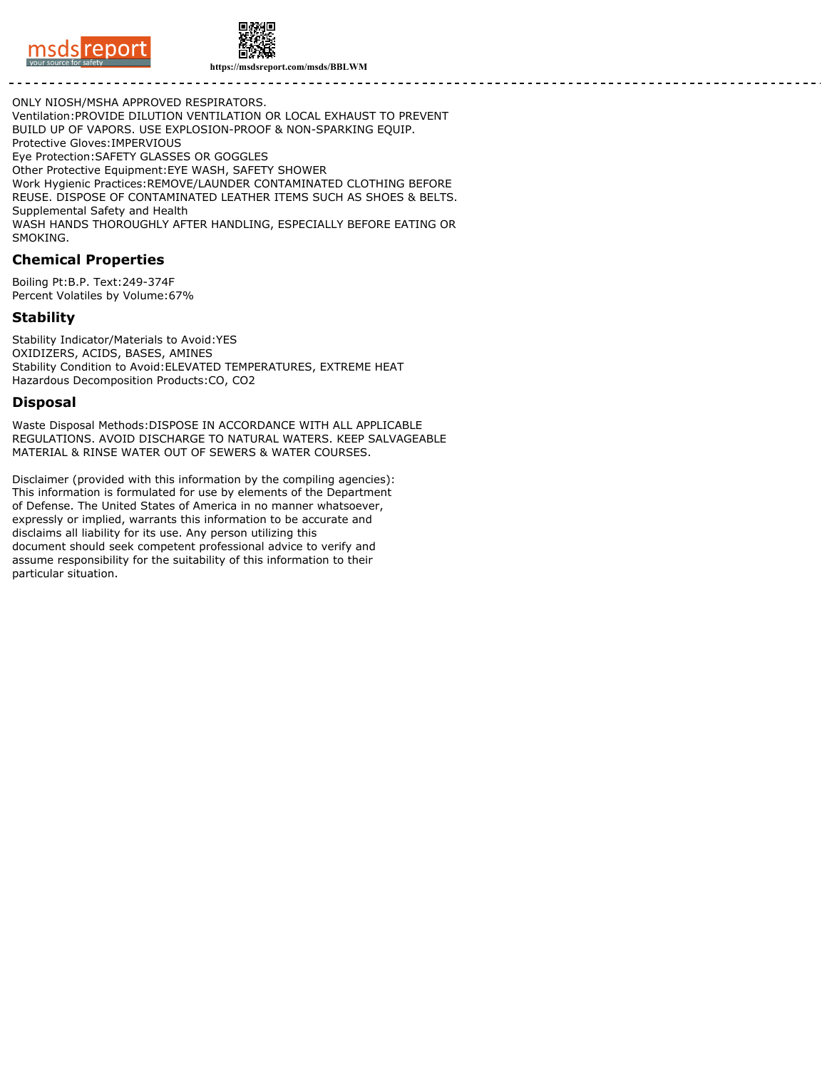ONLY NIOSH/MSHA APPROVED RESPIRATORS.
Ventilation:PROVIDE DILUTION VENTILATION OR LOCAL EXHAUST TO PREVENT BUILD UP OF VAPORS. USE EXPLOSION-PROOF & NON-SPARKING EQUIP.
Protective Gloves:IMPERVIOUS
Eye Protection:SAFETY GLASSES OR GOGGLES
Other Protective Equipment:EYE WASH, SAFETY SHOWER
Work Hygienic Practices:REMOVE/LAUNDER CONTAMINATED CLOTHING BEFORE REUSE. DISPOSE OF CONTAMINATED LEATHER ITEMS SUCH AS SHOES & BELTS.
Supplemental Safety and Health
WASH HANDS THOROUGHLY AFTER HANDLING, ESPECIALLY BEFORE EATING OR SMOKING.

## Chemical Properties

Boiling Pt:B.P. Text:249-374F
Percent Volatiles by Volume:67%

## Stability

Stability Indicator/Materials to Avoid:YES
OXIDIZERS, ACIDS, BASES, AMINES
Stability Condition to Avoid:ELEVATED TEMPERATURES, EXTREME HEAT
Hazardous Decomposition Products:CO, $CO_2$

## Disposal

Waste Disposal Methods:DISPOSE IN ACCORDANCE WITH ALL APPLICABLE REGULATIONS. AVOID DISCHARGE TO NATURAL WATERS. KEEP SALVAGEABLE MATERIAL & RINSE WATER OUT OF SEWERS & WATER COURSES.

Disclaimer (provided with this information by the compiling agencies): This information is formulated for use by elements of the Department of Defense. The United States of America in no manner whatsoever, expressly or implied, warrants this information to be accurate and disclaims all liability for its use. Any person utilizing this document should seek competent professional advice to verify and assume responsibility for the suitability of this information to their particular situation.